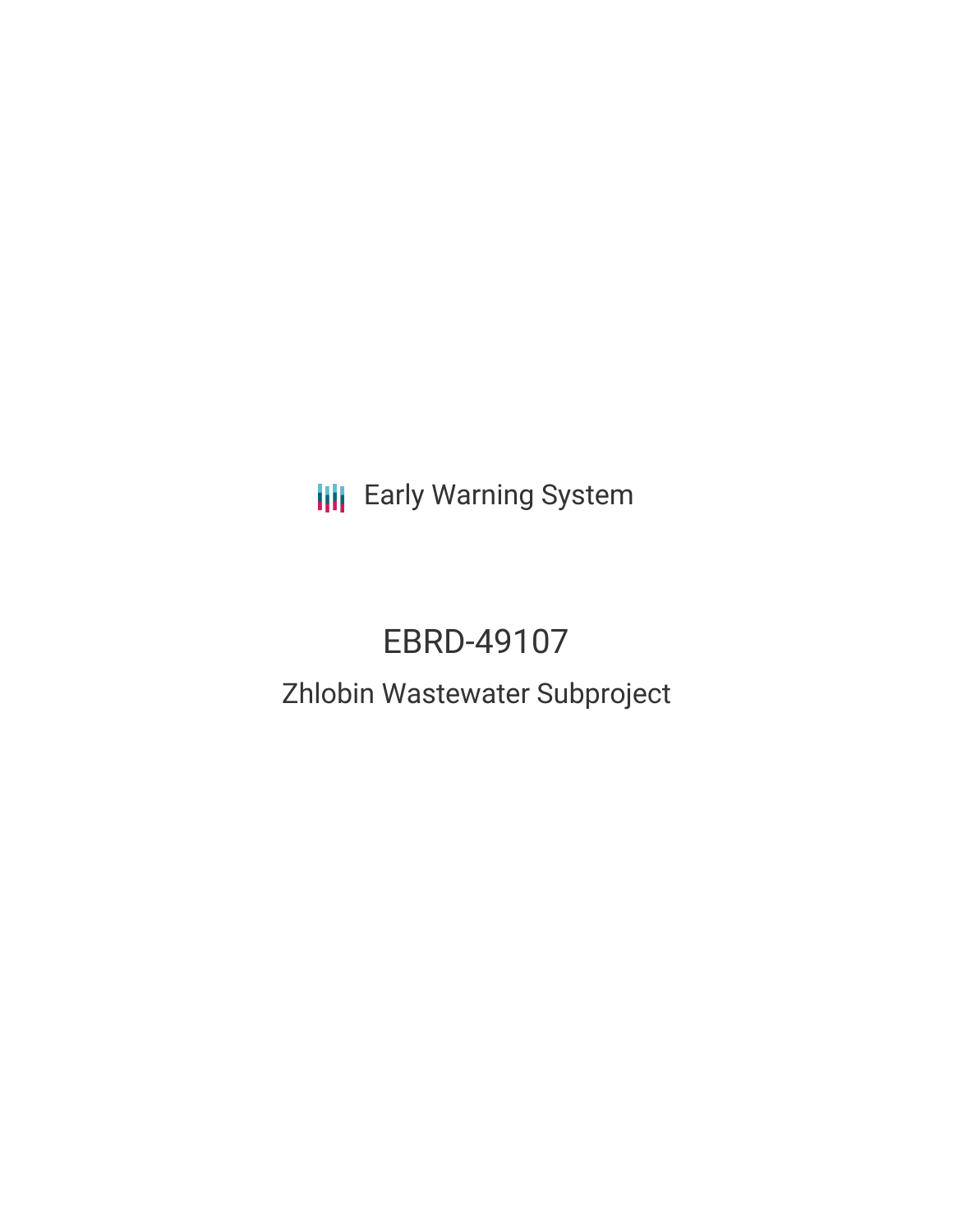Early Warning System

# EBRD-49107

## Zhlobin Wastewater Subproject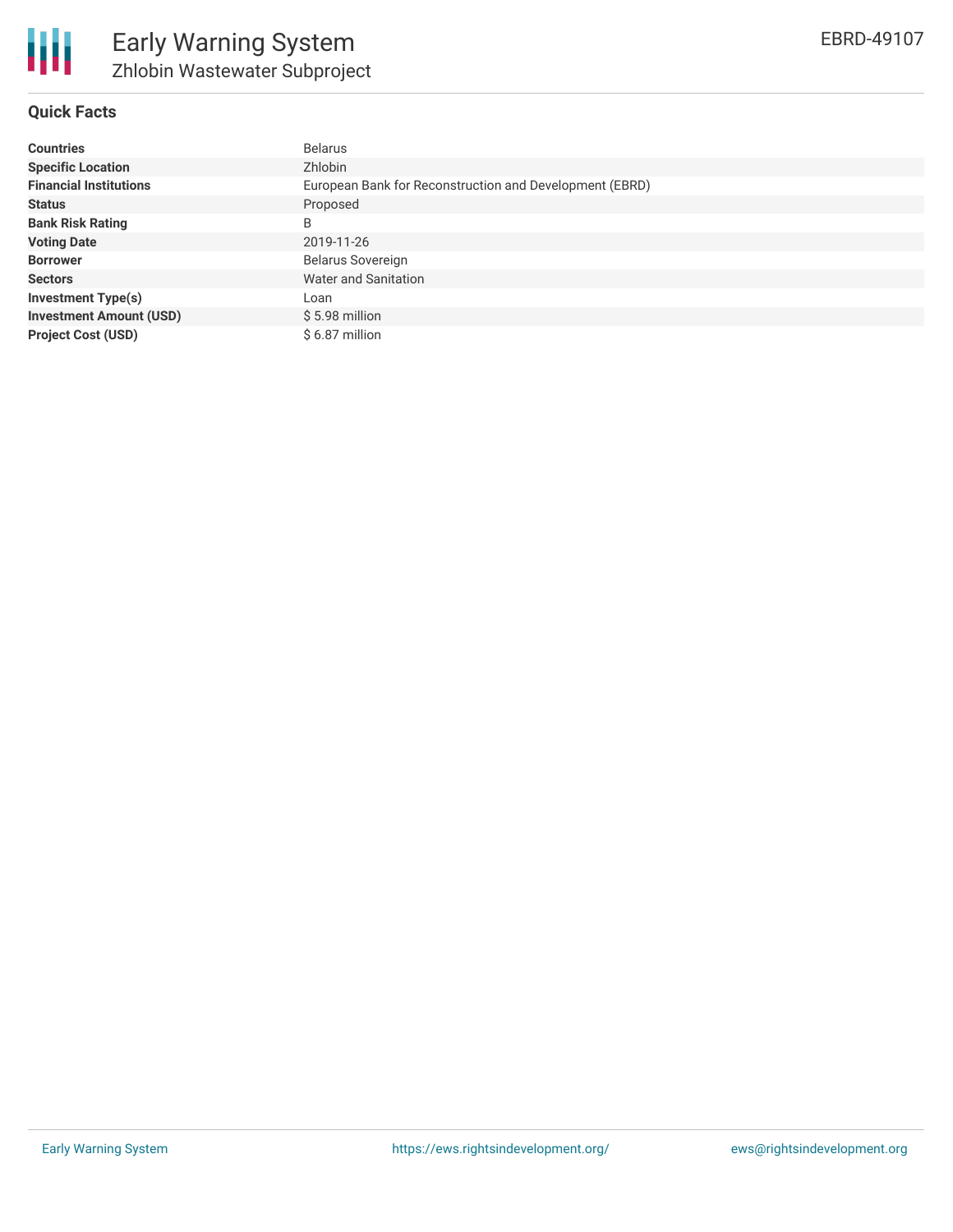# Early Warning System

## Zhlobin Wastewater Subproject

EBRD-49107

### Quick Facts

| | |
|---|---|
| **Countries** | Belarus |
| **Specific Location** | Zhlobin |
| **Financial Institutions** | European Bank for Reconstruction and Development (EBRD) |
| **Status** | Proposed |
| **Bank Risk Rating** | B |
| **Voting Date** | 2019-11-26 |
| **Borrower** | Belarus Sovereign |
| **Sectors** | Water and Sanitation |
| **Investment Type(s)** | Loan |
| **Investment Amount (USD)** | $ 5.98 million |
| **Project Cost (USD)** | $ 6.87 million |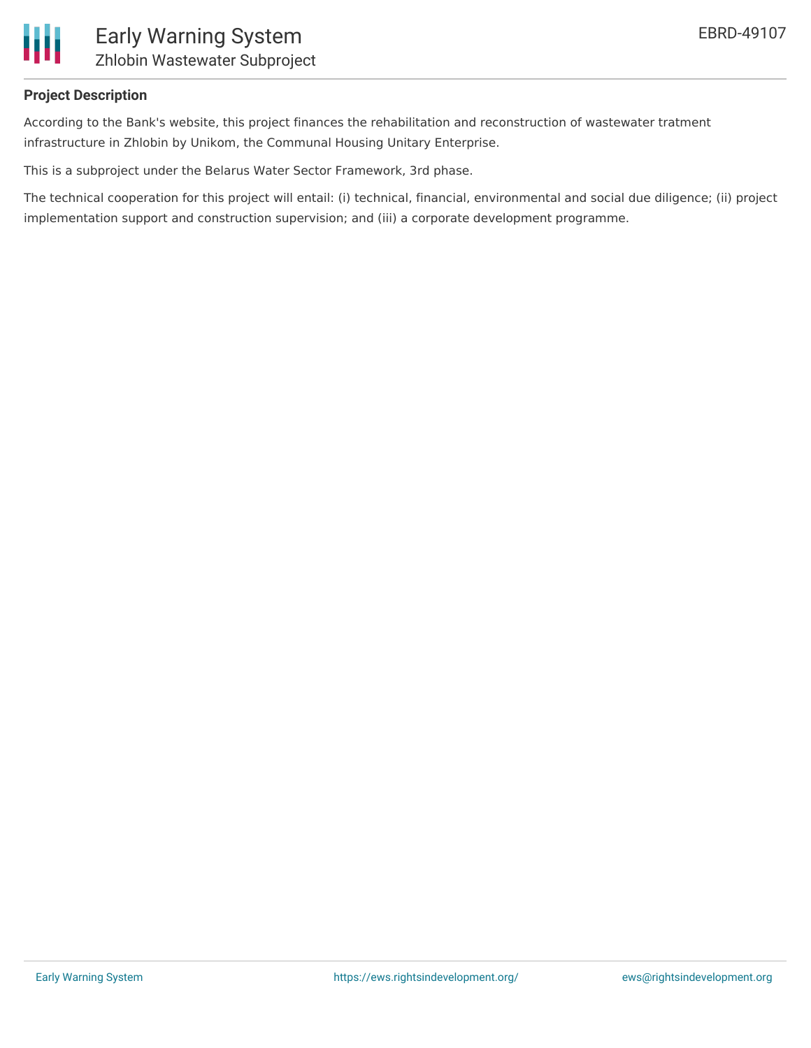**Project Description**

According to the Bank's website, this project finances the rehabilitation and reconstruction of wastewater tratment infrastructure in Zhlobin by Unikom, the Communal Housing Unitary Enterprise.

This is a subproject under the Belarus Water Sector Framework, 3rd phase.

The technical cooperation for this project will entail: (i) technical, financial, environmental and social due diligence; (ii) project implementation support and construction supervision; and (iii) a corporate development programme.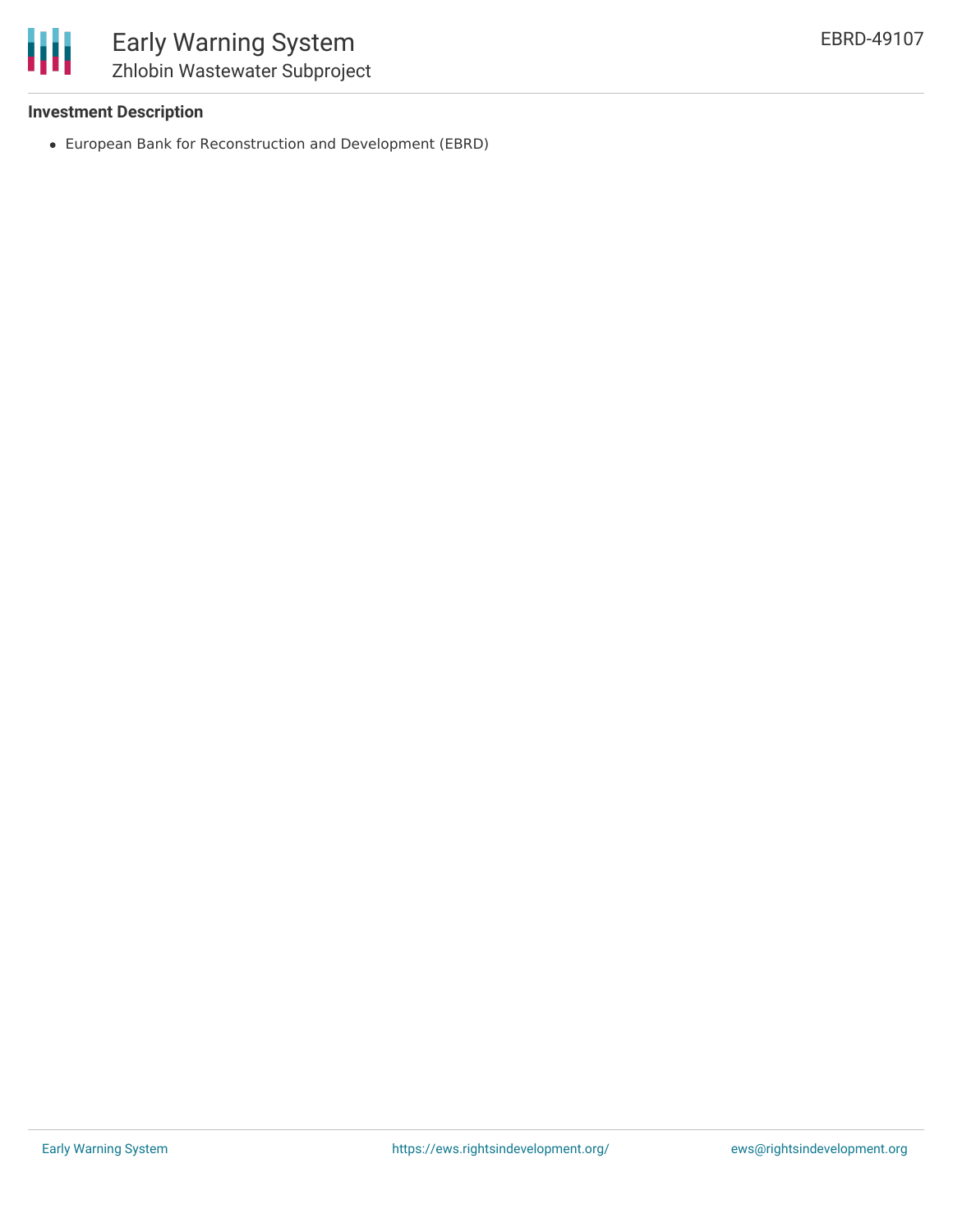### Investment Description

- European Bank for Reconstruction and Development (EBRD)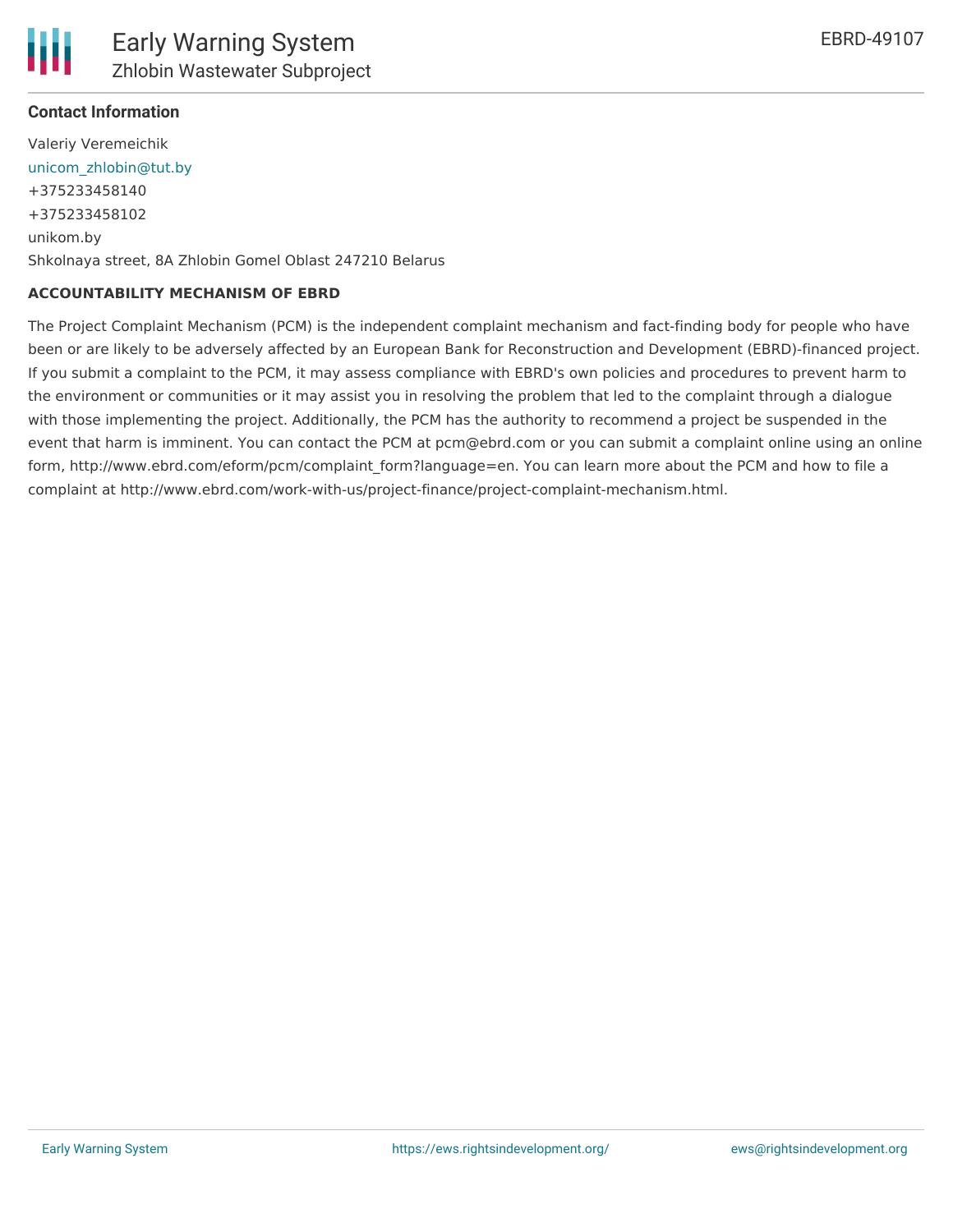**Contact Information**

Valeriy Veremeichik
unicom_zhlobin@tut.by
+375233458140
+375233458102
unikom.by
Shkolnaya street, 8A Zhlobin Gomel Oblast 247210 Belarus

**ACCOUNTABILITY MECHANISM OF EBRD**

The Project Complaint Mechanism (PCM) is the independent complaint mechanism and fact-finding body for people who have been or are likely to be adversely affected by an European Bank for Reconstruction and Development (EBRD)-financed project. If you submit a complaint to the PCM, it may assess compliance with EBRD's own policies and procedures to prevent harm to the environment or communities or it may assist you in resolving the problem that led to the complaint through a dialogue with those implementing the project. Additionally, the PCM has the authority to recommend a project be suspended in the event that harm is imminent. You can contact the PCM at pcm@ebrd.com or you can submit a complaint online using an online form, http://www.ebrd.com/eform/pcm/complaint_form?language=en. You can learn more about the PCM and how to file a complaint at http://www.ebrd.com/work-with-us/project-finance/project-complaint-mechanism.html.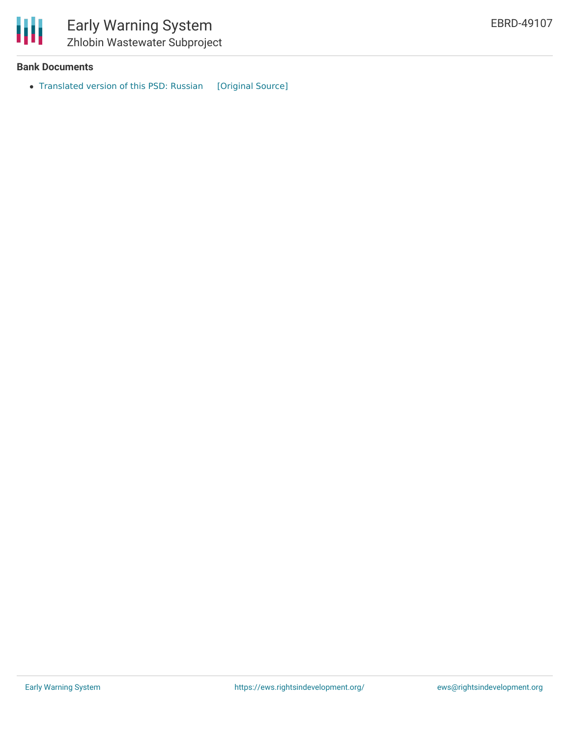**Bank Documents**

- Translated version of this PSD: Russian [Original Source]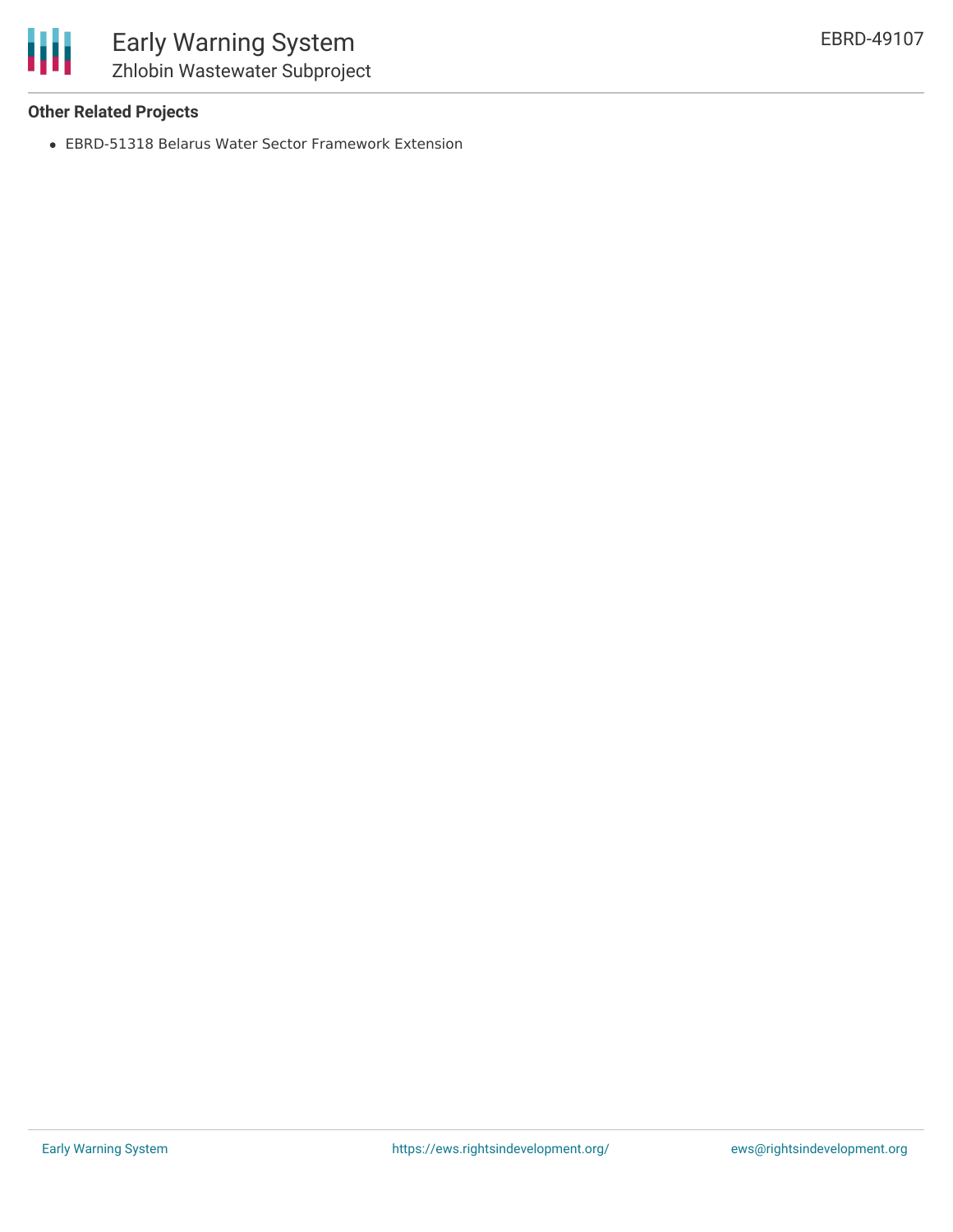**Other Related Projects**

- EBRD-51318 Belarus Water Sector Framework Extension